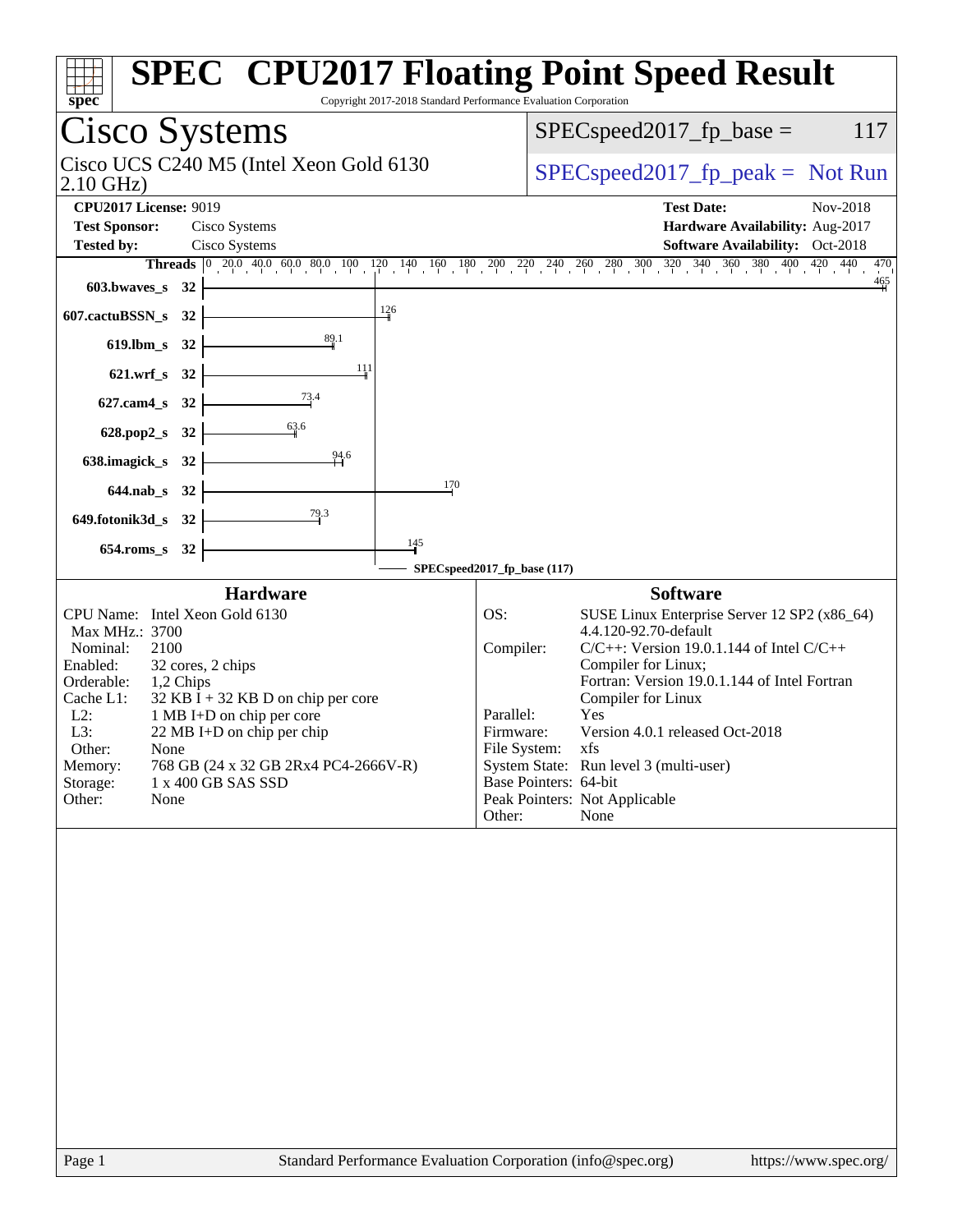# SPEC CPU2017 Floating Point Speed Result

Copyright 2017-2018 Standard Performance Evaluation Corporation

## Cisco Systems

Cisco UCS C240 M5 (Intel Xeon Gold 6130 2.10 GHz)

SPECspeed2017_fp_base = 117

SPECspeed2017_fp_peak = Not Run

**CPU2017 License:** 9019
**Test Sponsor:** Cisco Systems
**Tested by:** Cisco Systems

**Test Date:** Nov-2018
**Hardware Availability:** Aug-2017
**Software Availability:** Oct-2018

| Benchmark | Threads | Base Ratio |
|---|---|---|
| 603.bwaves_s | 32 | 465 |
| 607.cactuBSSN_s | 32 | 126 |
| 619.lbm_s | 32 | 89.1 |
| 621.wrf_s | 32 | 111 |
| 627.cam4_s | 32 | 73.4 |
| 628.pop2_s | 32 | 63.6 |
| 638.imagick_s | 32 | 94.6 |
| 644.nab_s | 32 | 170 |
| 649.fotonik3d_s | 32 | 79.3 |
| 654.roms_s | 32 | 145 |

SPECspeed2017_fp_base (117)

### Hardware

| | |
|---|---|
| CPU Name: | Intel Xeon Gold 6130 |
| Max MHz.: | 3700 |
| Nominal: | 2100 |
| Enabled: | 32 cores, 2 chips |
| Orderable: | 1,2 Chips |
| Cache L1: | 32 KB I + 32 KB D on chip per core |
| L2: | 1 MB I+D on chip per core |
| L3: | 22 MB I+D on chip per chip |
| Other: | None |
| Memory: | 768 GB (24 x 32 GB 2Rx4 PC4-2666V-R) |
| Storage: | 1 x 400 GB SAS SSD |
| Other: | None |

### Software

| | |
|---|---|
| OS: | SUSE Linux Enterprise Server 12 SP2 (x86_64) 4.4.120-92.70-default |
| Compiler: | C/C++: Version 19.0.1.144 of Intel C/C++ Compiler for Linux; Fortran: Version 19.0.1.144 of Intel Fortran Compiler for Linux |
| Parallel: | Yes |
| Firmware: | Version 4.0.1 released Oct-2018 |
| File System: | xfs |
| System State: | Run level 3 (multi-user) |
| Base Pointers: | 64-bit |
| Peak Pointers: | Not Applicable |
| Other: | None |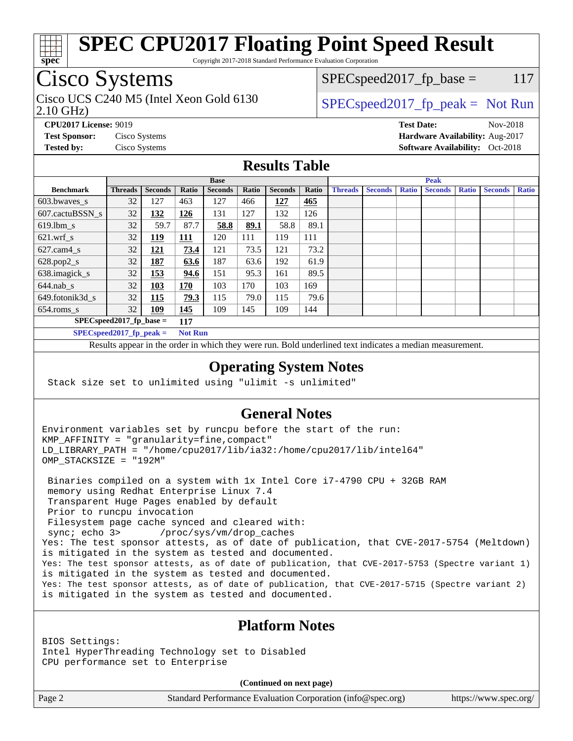# SPEC CPU2017 Floating Point Speed Result

Copyright 2017-2018 Standard Performance Evaluation Corporation

## Cisco Systems

Cisco UCS C240 M5 (Intel Xeon Gold 6130 2.10 GHz)

SPECspeed2017_fp_base = 117

SPECspeed2017_fp_peak = Not Run

**CPU2017 License:** 9019
**Test Sponsor:** Cisco Systems
**Tested by:** Cisco Systems

**Test Date:** Nov-2018
**Hardware Availability:** Aug-2017
**Software Availability:** Oct-2018

## Results Table

| Benchmark | Base | | | | | | | Peak | | | | | | |
|---|---|---|---|---|---|---|---|---|---|---|---|---|---|---|
| | Threads | Seconds | Ratio | Seconds | Ratio | Seconds | Ratio | Threads | Seconds | Ratio | Seconds | Ratio | Seconds | Ratio |
| 603.bwaves_s | 32 | 127 | 463 | 127 | 466 | **127** | **465** | | | | | | | |
| 607.cactuBSSN_s | 32 | **132** | **126** | 131 | 127 | 132 | 126 | | | | | | | |
| 619.lbm_s | 32 | 59.7 | 87.7 | **58.8** | **89.1** | 58.8 | 89.1 | | | | | | | |
| 621.wrf_s | 32 | **119** | **111** | 120 | 111 | 119 | 111 | | | | | | | |
| 627.cam4_s | 32 | **121** | **73.4** | 121 | 73.5 | 121 | 73.2 | | | | | | | |
| 628.pop2_s | 32 | **187** | **63.6** | 187 | 63.6 | 192 | 61.9 | | | | | | | |
| 638.imagick_s | 32 | **153** | **94.6** | 151 | 95.3 | 161 | 89.5 | | | | | | | |
| 644.nab_s | 32 | **103** | **170** | 103 | 170 | 103 | 169 | | | | | | | |
| 649.fotonik3d_s | 32 | **115** | **79.3** | 115 | 79.0 | 115 | 79.6 | | | | | | | |
| 654.roms_s | 32 | **109** | **145** | 109 | 145 | 109 | 144 | | | | | | | |

SPECspeed2017_fp_base = **117**

SPECspeed2017_fp_peak = **Not Run**

Results appear in the order in which they were run. Bold underlined text indicates a median measurement.

## Operating System Notes

```
Stack size set to unlimited using "ulimit -s unlimited"
```

## General Notes

```
Environment variables set by runcpu before the start of the run:
KMP_AFFINITY = "granularity=fine,compact"
LD_LIBRARY_PATH = "/home/cpu2017/lib/ia32:/home/cpu2017/lib/intel64"
OMP_STACKSIZE = "192M"

 Binaries compiled on a system with 1x Intel Core i7-4790 CPU + 32GB RAM
 memory using Redhat Enterprise Linux 7.4
 Transparent Huge Pages enabled by default
 Prior to runcpu invocation
 Filesystem page cache synced and cleared with:
 sync; echo 3>       /proc/sys/vm/drop_caches
Yes: The test sponsor attests, as of date of publication, that CVE-2017-5754 (Meltdown)
is mitigated in the system as tested and documented.
Yes: The test sponsor attests, as of date of publication, that CVE-2017-5753 (Spectre variant 1)
is mitigated in the system as tested and documented.
Yes: The test sponsor attests, as of date of publication, that CVE-2017-5715 (Spectre variant 2)
is mitigated in the system as tested and documented.
```

## Platform Notes

```
BIOS Settings:
Intel HyperThreading Technology set to Disabled
CPU performance set to Enterprise
```

**(Continued on next page)**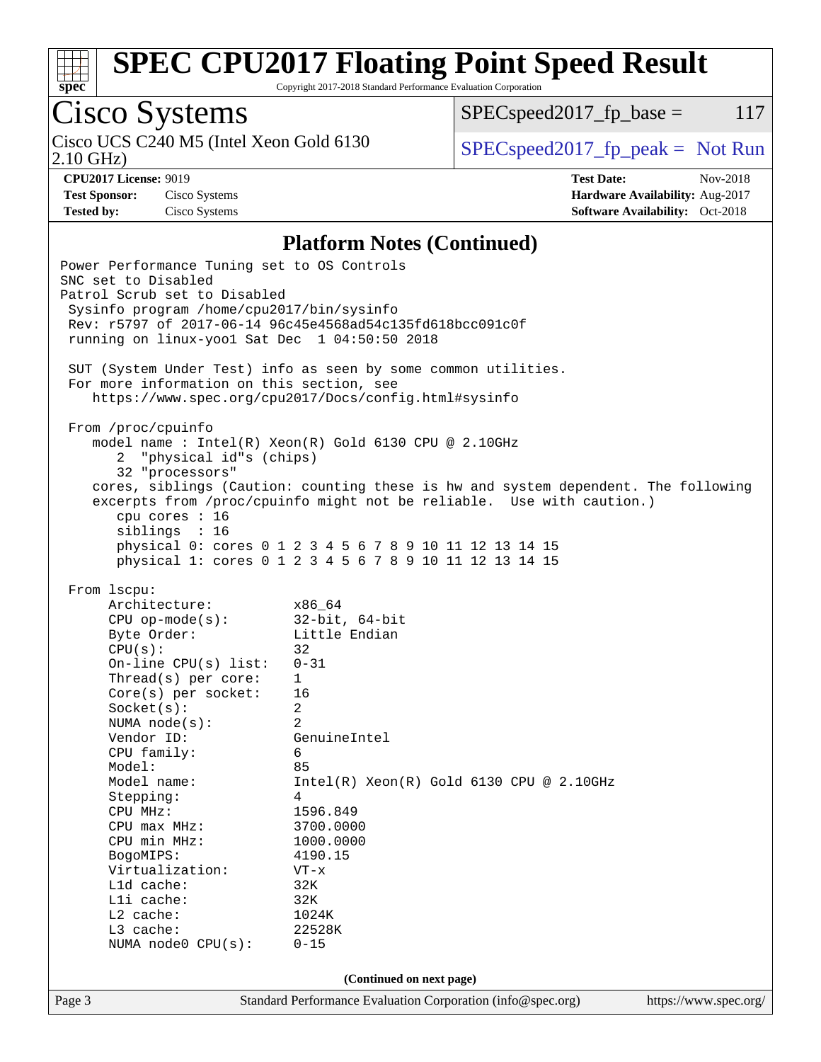## Platform Notes (Continued)

```
Power Performance Tuning set to OS Controls
SNC set to Disabled
Patrol Scrub set to Disabled
 Sysinfo program /home/cpu2017/bin/sysinfo
 Rev: r5797 of 2017-06-14 96c45e4568ad54c135fd618bcc091c0f
 running on linux-yoo1 Sat Dec  1 04:50:50 2018

 SUT (System Under Test) info as seen by some common utilities.
 For more information on this section, see
    https://www.spec.org/cpu2017/Docs/config.html#sysinfo

 From /proc/cpuinfo
    model name : Intel(R) Xeon(R) Gold 6130 CPU @ 2.10GHz
       2  "physical id"s (chips)
       32 "processors"
    cores, siblings (Caution: counting these is hw and system dependent. The following
    excerpts from /proc/cpuinfo might not be reliable.  Use with caution.)
       cpu cores : 16
       siblings  : 16
       physical 0: cores 0 1 2 3 4 5 6 7 8 9 10 11 12 13 14 15
       physical 1: cores 0 1 2 3 4 5 6 7 8 9 10 11 12 13 14 15

 From lscpu:
      Architecture:          x86_64
      CPU op-mode(s):        32-bit, 64-bit
      Byte Order:            Little Endian
      CPU(s):                32
      On-line CPU(s) list:   0-31
      Thread(s) per core:    1
      Core(s) per socket:    16
      Socket(s):             2
      NUMA node(s):          2
      Vendor ID:             GenuineIntel
      CPU family:            6
      Model:                 85
      Model name:            Intel(R) Xeon(R) Gold 6130 CPU @ 2.10GHz
      Stepping:              4
      CPU MHz:               1596.849
      CPU max MHz:           3700.0000
      CPU min MHz:           1000.0000
      BogoMIPS:              4190.15
      Virtualization:        VT-x
      L1d cache:             32K
      L1i cache:             32K
      L2 cache:              1024K
      L3 cache:              22528K
      NUMA node0 CPU(s):     0-15
```

(Continued on next page)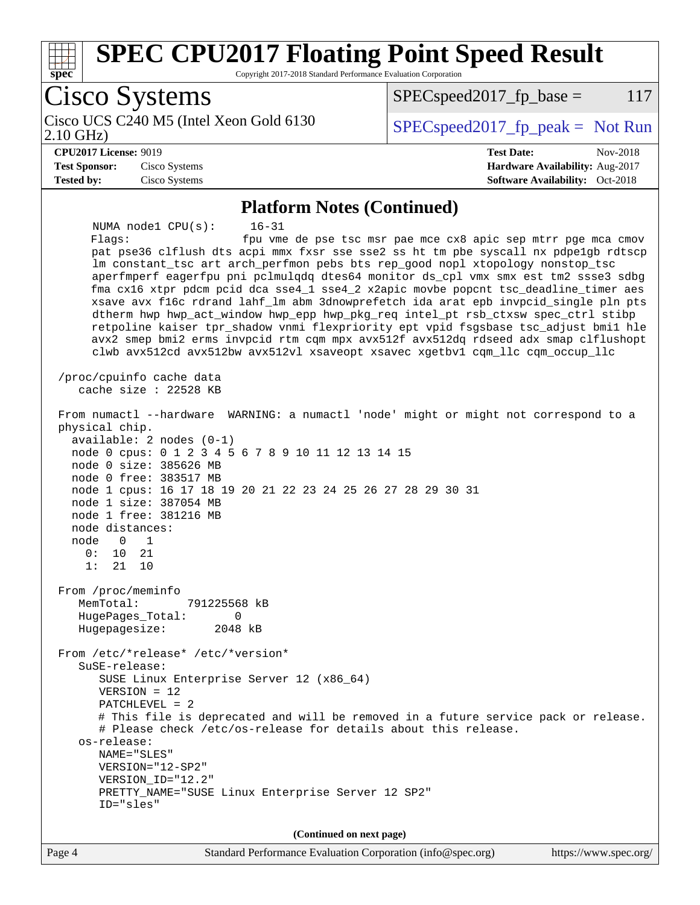## Platform Notes (Continued)

```
     NUMA node1 CPU(s):     16-31
     Flags:                 fpu vme de pse tsc msr pae mce cx8 apic sep mtrr pge mca cmov
     pat pse36 clflush dts acpi mmx fxsr sse sse2 ss ht tm pbe syscall nx pdpe1gb rdtscp
     lm constant_tsc art arch_perfmon pebs bts rep_good nopl xtopology nonstop_tsc
     aperfmperf eagerfpu pni pclmulqdq dtes64 monitor ds_cpl vmx smx est tm2 ssse3 sdbg
     fma cx16 xtpr pdcm pcid dca sse4_1 sse4_2 x2apic movbe popcnt tsc_deadline_timer aes
     xsave avx f16c rdrand lahf_lm abm 3dnowprefetch ida arat epb invpcid_single pln pts
     dtherm hwp hwp_act_window hwp_epp hwp_pkg_req intel_pt rsb_ctxsw spec_ctrl stibp
     retpoline kaiser tpr_shadow vnmi flexpriority ept vpid fsgsbase tsc_adjust bmi1 hle
     avx2 smep bmi2 erms invpcid rtm cqm mpx avx512f avx512dq rdseed adx smap clflushopt
     clwb avx512cd avx512bw avx512vl xsaveopt xsavec xgetbv1 cqm_llc cqm_occup_llc

 /proc/cpuinfo cache data
    cache size : 22528 KB

 From numactl --hardware  WARNING: a numactl 'node' might or might not correspond to a
 physical chip.
   available: 2 nodes (0-1)
   node 0 cpus: 0 1 2 3 4 5 6 7 8 9 10 11 12 13 14 15
   node 0 size: 385626 MB
   node 0 free: 383517 MB
   node 1 cpus: 16 17 18 19 20 21 22 23 24 25 26 27 28 29 30 31
   node 1 size: 387054 MB
   node 1 free: 381216 MB
   node distances:
   node   0   1
     0:  10  21
     1:  21  10

 From /proc/meminfo
    MemTotal:       791225568 kB
    HugePages_Total:       0
    Hugepagesize:       2048 kB

 From /etc/*release* /etc/*version*
    SuSE-release:
       SUSE Linux Enterprise Server 12 (x86_64)
       VERSION = 12
       PATCHLEVEL = 2
       # This file is deprecated and will be removed in a future service pack or release.
       # Please check /etc/os-release for details about this release.
    os-release:
       NAME="SLES"
       VERSION="12-SP2"
       VERSION_ID="12.2"
       PRETTY_NAME="SUSE Linux Enterprise Server 12 SP2"
       ID="sles"
```

(Continued on next page)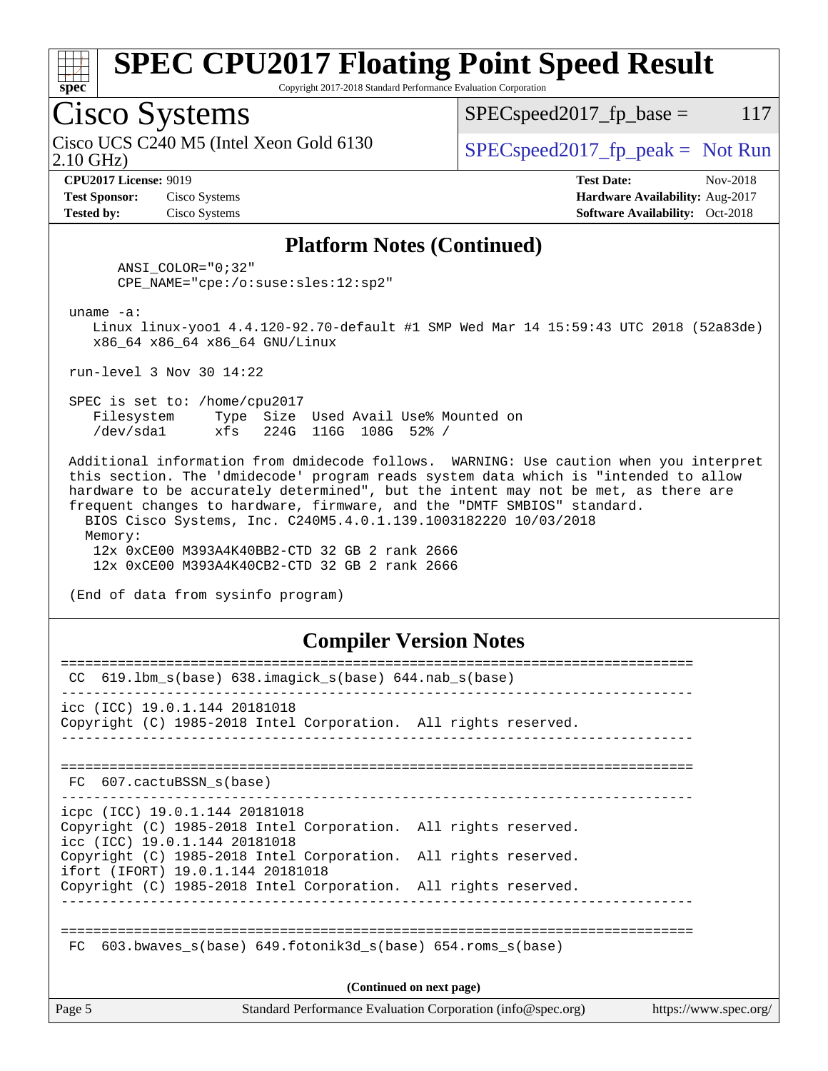## Platform Notes (Continued)

```
      ANSI_COLOR="0;32"
      CPE_NAME="cpe:/o:suse:sles:12:sp2"

 uname -a:
    Linux linux-yoo1 4.4.120-92.70-default #1 SMP Wed Mar 14 15:59:43 UTC 2018 (52a83de)
    x86_64 x86_64 x86_64 GNU/Linux

 run-level 3 Nov 30 14:22

 SPEC is set to: /home/cpu2017
    Filesystem     Type  Size  Used Avail Use% Mounted on
    /dev/sda1      xfs   224G  116G  108G  52% /

 Additional information from dmidecode follows.  WARNING: Use caution when you interpret
 this section. The 'dmidecode' program reads system data which is "intended to allow
 hardware to be accurately determined", but the intent may not be met, as there are
 frequent changes to hardware, firmware, and the "DMTF SMBIOS" standard.
   BIOS Cisco Systems, Inc. C240M5.4.0.1.139.1003182220 10/03/2018
   Memory:
     12x 0xCE00 M393A4K40BB2-CTD 32 GB 2 rank 2666
     12x 0xCE00 M393A4K40CB2-CTD 32 GB 2 rank 2666

 (End of data from sysinfo program)
```

## Compiler Version Notes

```
==============================================================================
 CC  619.lbm_s(base) 638.imagick_s(base) 644.nab_s(base)
------------------------------------------------------------------------------
icc (ICC) 19.0.1.144 20181018
Copyright (C) 1985-2018 Intel Corporation.  All rights reserved.
------------------------------------------------------------------------------

==============================================================================
 FC  607.cactuBSSN_s(base)
------------------------------------------------------------------------------
icpc (ICC) 19.0.1.144 20181018
Copyright (C) 1985-2018 Intel Corporation.  All rights reserved.
icc (ICC) 19.0.1.144 20181018
Copyright (C) 1985-2018 Intel Corporation.  All rights reserved.
ifort (IFORT) 19.0.1.144 20181018
Copyright (C) 1985-2018 Intel Corporation.  All rights reserved.
------------------------------------------------------------------------------

==============================================================================
 FC  603.bwaves_s(base) 649.fotonik3d_s(base) 654.roms_s(base)
```

(Continued on next page)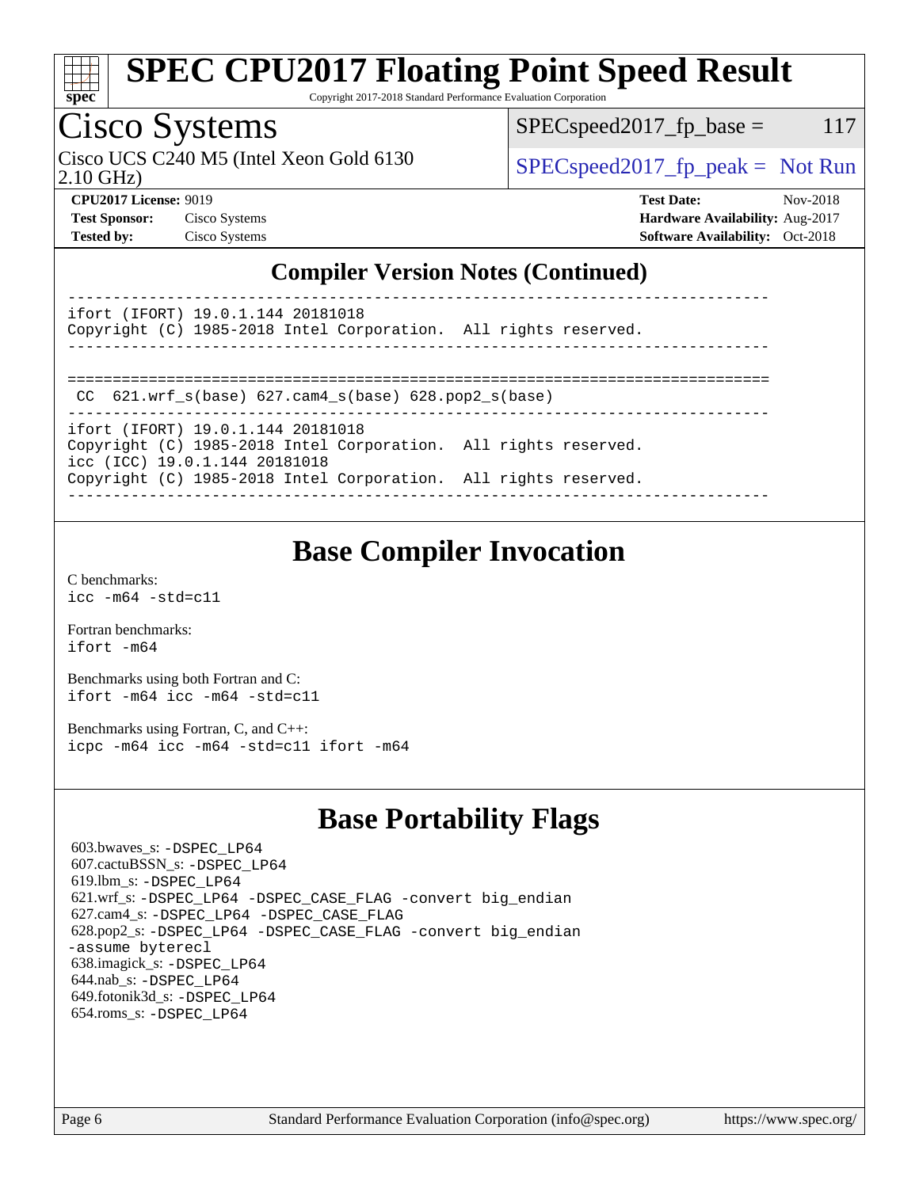# SPEC CPU2017 Floating Point Speed Result

Copyright 2017-2018 Standard Performance Evaluation Corporation

## Cisco Systems

Cisco UCS C240 M5 (Intel Xeon Gold 6130 2.10 GHz)

SPECspeed2017_fp_base = 117

SPECspeed2017_fp_peak = Not Run

**CPU2017 License:** 9019
**Test Sponsor:** Cisco Systems
**Tested by:** Cisco Systems

**Test Date:** Nov-2018
**Hardware Availability:** Aug-2017
**Software Availability:** Oct-2018

## Compiler Version Notes (Continued)

```
------------------------------------------------------------------------------
ifort (IFORT) 19.0.1.144 20181018
Copyright (C) 1985-2018 Intel Corporation.  All rights reserved.
------------------------------------------------------------------------------

==============================================================================
 CC  621.wrf_s(base) 627.cam4_s(base) 628.pop2_s(base)
------------------------------------------------------------------------------
ifort (IFORT) 19.0.1.144 20181018
Copyright (C) 1985-2018 Intel Corporation.  All rights reserved.
icc (ICC) 19.0.1.144 20181018
Copyright (C) 1985-2018 Intel Corporation.  All rights reserved.
------------------------------------------------------------------------------
```

## Base Compiler Invocation

C benchmarks:
`icc -m64 -std=c11`

Fortran benchmarks:
`ifort -m64`

Benchmarks using both Fortran and C:
`ifort -m64 icc -m64 -std=c11`

Benchmarks using Fortran, C, and C++:
`icpc -m64 icc -m64 -std=c11 ifort -m64`

## Base Portability Flags

603.bwaves_s: `-DSPEC_LP64`
607.cactuBSSN_s: `-DSPEC_LP64`
619.lbm_s: `-DSPEC_LP64`
621.wrf_s: `-DSPEC_LP64 -DSPEC_CASE_FLAG -convert big_endian`
627.cam4_s: `-DSPEC_LP64 -DSPEC_CASE_FLAG`
628.pop2_s: `-DSPEC_LP64 -DSPEC_CASE_FLAG -convert big_endian -assume byterecl`
638.imagick_s: `-DSPEC_LP64`
644.nab_s: `-DSPEC_LP64`
649.fotonik3d_s: `-DSPEC_LP64`
654.roms_s: `-DSPEC_LP64`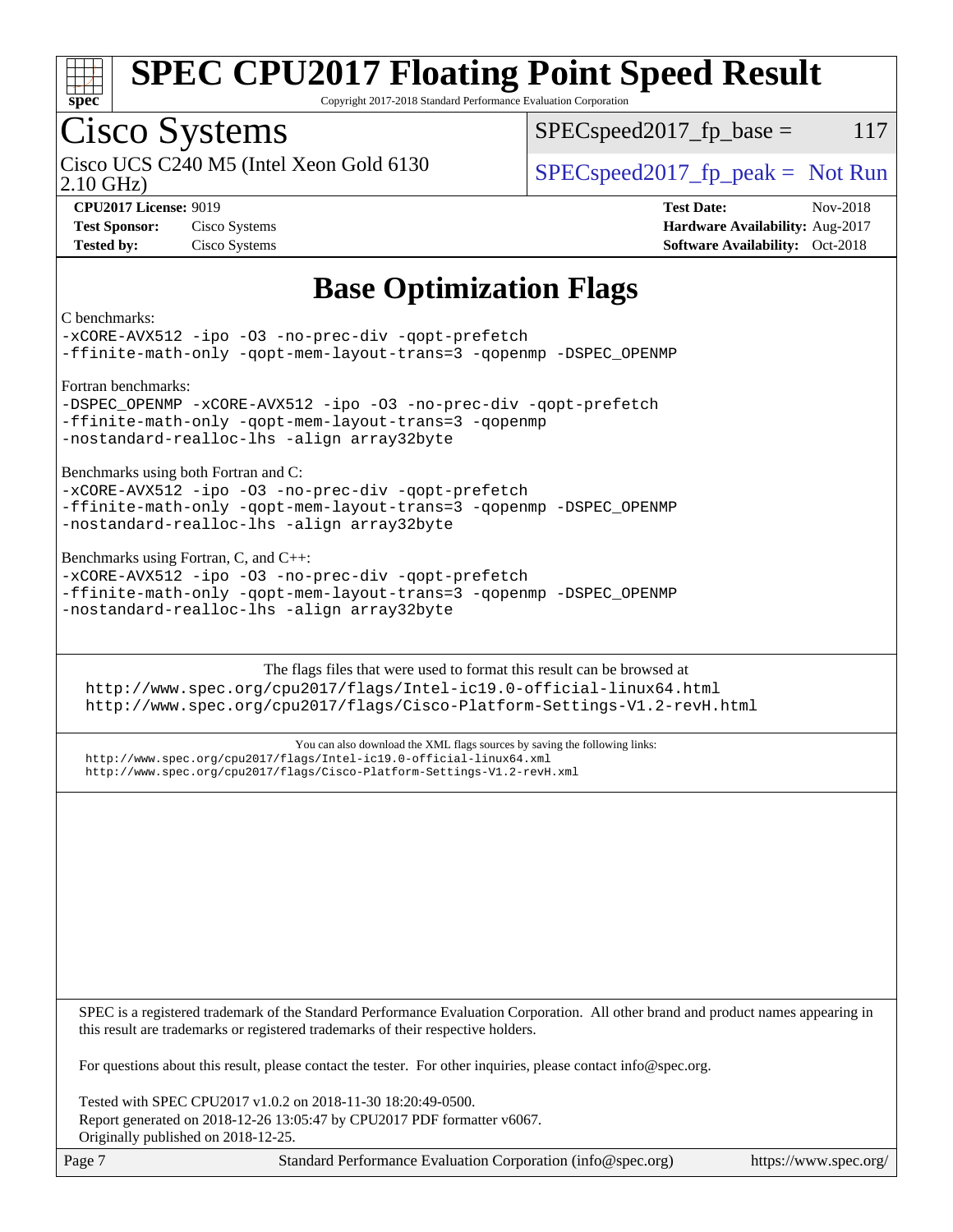# SPEC CPU2017 Floating Point Speed Result

Copyright 2017-2018 Standard Performance Evaluation Corporation

## Cisco Systems

Cisco UCS C240 M5 (Intel Xeon Gold 6130 2.10 GHz)

SPECspeed2017_fp_base = 117

SPECspeed2017_fp_peak = Not Run

**CPU2017 License:** 9019
**Test Sponsor:** Cisco Systems
**Tested by:** Cisco Systems

**Test Date:** Nov-2018
**Hardware Availability:** Aug-2017
**Software Availability:** Oct-2018

## Base Optimization Flags

C benchmarks:

```
-xCORE-AVX512 -ipo -O3 -no-prec-div -qopt-prefetch
-ffinite-math-only -qopt-mem-layout-trans=3 -qopenmp -DSPEC_OPENMP
```

Fortran benchmarks:

```
-DSPEC_OPENMP -xCORE-AVX512 -ipo -O3 -no-prec-div -qopt-prefetch
-ffinite-math-only -qopt-mem-layout-trans=3 -qopenmp
-nostandard-realloc-lhs -align array32byte
```

Benchmarks using both Fortran and C:

```
-xCORE-AVX512 -ipo -O3 -no-prec-div -qopt-prefetch
-ffinite-math-only -qopt-mem-layout-trans=3 -qopenmp -DSPEC_OPENMP
-nostandard-realloc-lhs -align array32byte
```

Benchmarks using Fortran, C, and C++:

```
-xCORE-AVX512 -ipo -O3 -no-prec-div -qopt-prefetch
-ffinite-math-only -qopt-mem-layout-trans=3 -qopenmp -DSPEC_OPENMP
-nostandard-realloc-lhs -align array32byte
```

The flags files that were used to format this result can be browsed at
http://www.spec.org/cpu2017/flags/Intel-ic19.0-official-linux64.html
http://www.spec.org/cpu2017/flags/Cisco-Platform-Settings-V1.2-revH.html

You can also download the XML flags sources by saving the following links:
http://www.spec.org/cpu2017/flags/Intel-ic19.0-official-linux64.xml
http://www.spec.org/cpu2017/flags/Cisco-Platform-Settings-V1.2-revH.xml

SPEC is a registered trademark of the Standard Performance Evaluation Corporation. All other brand and product names appearing in this result are trademarks or registered trademarks of their respective holders.

For questions about this result, please contact the tester. For other inquiries, please contact info@spec.org.

Tested with SPEC CPU2017 v1.0.2 on 2018-11-30 18:20:49-0500.
Report generated on 2018-12-26 13:05:47 by CPU2017 PDF formatter v6067.
Originally published on 2018-12-25.